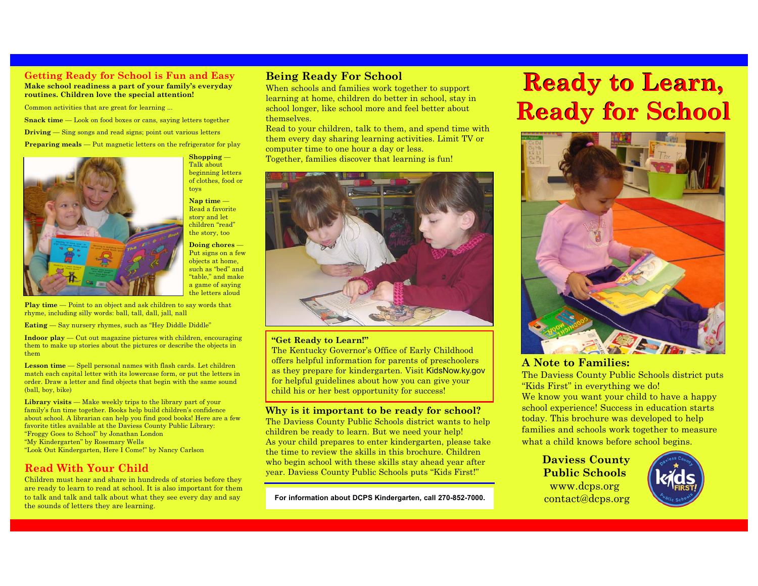## Getting Ready for School is Fun and Easy

**Make school readiness a part of your family's everyday routines. Children love the special attention!**

Common activities that are great for learning ...

**Snack time** — Look on food boxes or cans, saying letters together

**Driving** — Sing songs and read signs; point out various letters

**Preparing meals** — Put magnetic letters on the refrigerator for play

**Shopping** — Talk about beginning letters of clothes, food or toys

**Nap time** — Read a favorite story and let children "read" the story, too

**Doing chores** — Put signs on a few objects at home, such as "bed" and "table," and make a game of saying the letters aloud

**Play time** — Point to an object and ask children to say words that rhyme, including silly words: ball, tall, dall, jall, nall

**Eating** — Say nursery rhymes, such as "Hey Diddle Diddle"

**Indoor play** — Cut out magazine pictures with children, encouraging them to make up stories about the pictures or describe the objects in them

**Lesson time** — Spell personal names with flash cards. Let children match each capital letter with its lowercase form, or put the letters in order. Draw a letter and find objects that begin with the same sound (ball, boy, bike)

**Library visits** — Make weekly trips to the library part of your family's fun time together. Books help build children's confidence about school. A librarian can help you find good books! Here are a few favorite titles available at the Daviess County Public Library:
"Froggy Goes to School" by Jonathan London
"My Kindergarten" by Rosemary Wells
"Look Out Kindergarten, Here I Come!" by Nancy Carlson

## Read With Your Child

Children must hear and share in hundreds of stories before they are ready to learn to read at school. It is also important for them to talk and talk and talk about what they see every day and say the sounds of letters they are learning.

## Being Ready For School

When schools and families work together to support learning at home, children do better in school, stay in school longer, like school more and feel better about themselves.

Read to your children, talk to them, and spend time with them every day sharing learning activities. Limit TV or computer time to one hour a day or less.

Together, families discover that learning is fun!

**"Get Ready to Learn!"**

The Kentucky Governor's Office of Early Childhood offers helpful information for parents of preschoolers as they prepare for kindergarten. Visit KidsNow.ky.gov for helpful guidelines about how you can give your child his or her best opportunity for success!

## Why is it important to be ready for school?

The Daviess County Public Schools district wants to help children be ready to learn. But we need your help!

As your child prepares to enter kindergarten, please take the time to review the skills in this brochure. Children who begin school with these skills stay ahead year after year. Daviess County Public Schools puts "Kids First!"

**For information about DCPS Kindergarten, call 270-852-7000.**

# Ready to Learn, Ready for School

## A Note to Families:

The Daviess County Public Schools district puts "Kids First" in everything we do!

We know you want your child to have a happy school experience! Success in education starts today. This brochure was developed to help families and schools work together to measure what a child knows before school begins.

**Daviess County Public Schools**
www.dcps.org
contact@dcps.org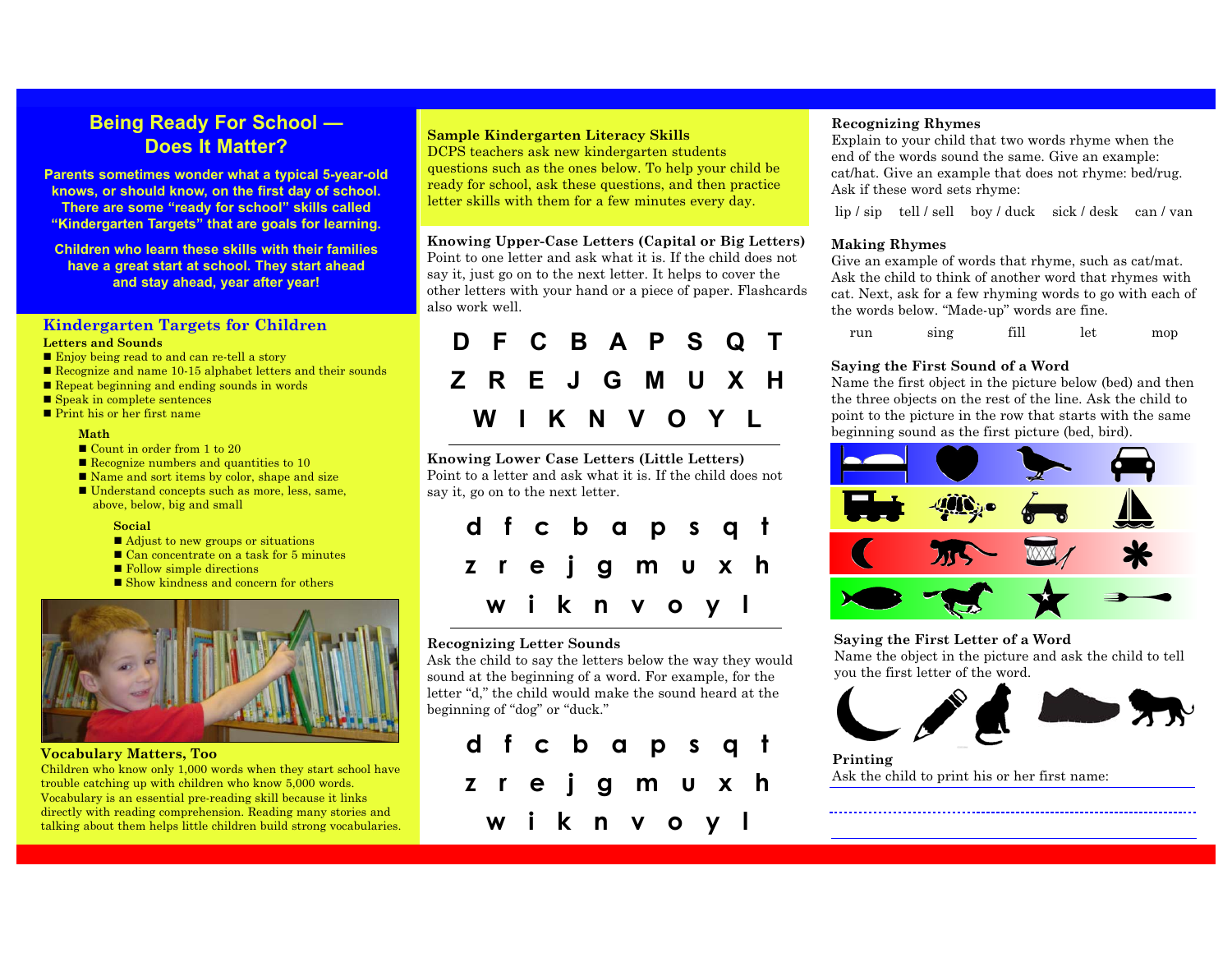## Being Ready For School — Does It Matter?

**Parents sometimes wonder what a typical 5-year-old knows, or should know, on the first day of school. There are some "ready for school" skills called "Kindergarten Targets" that are goals for learning.**

**Children who learn these skills with their families have a great start at school. They start ahead and stay ahead, year after year!**

## Kindergarten Targets for Children

**Letters and Sounds**

- Enjoy being read to and can re-tell a story
- Recognize and name 10-15 alphabet letters and their sounds
- Repeat beginning and ending sounds in words
- Speak in complete sentences
- Print his or her first name

**Math**

- Count in order from 1 to 20
- Recognize numbers and quantities to 10
- Name and sort items by color, shape and size
- Understand concepts such as more, less, same, above, below, big and small

**Social**

- Adjust to new groups or situations
- Can concentrate on a task for 5 minutes
- Follow simple directions
- Show kindness and concern for others

### Vocabulary Matters, Too

Children who know only 1,000 words when they start school have trouble catching up with children who know 5,000 words. Vocabulary is an essential pre-reading skill because it links directly with reading comprehension. Reading many stories and talking about them helps little children build strong vocabularies.

### Sample Kindergarten Literacy Skills

DCPS teachers ask new kindergarten students questions such as the ones below. To help your child be ready for school, ask these questions, and then practice letter skills with them for a few minutes every day.

### Knowing Upper-Case Letters (Capital or Big Letters)

Point to one letter and ask what it is. If the child does not say it, just go on to the next letter. It helps to cover the other letters with your hand or a piece of paper. Flashcards also work well.

D F C B A P S Q T

Z R E J G M U X H

W I K N V O Y L

### Knowing Lower Case Letters (Little Letters)

Point to a letter and ask what it is. If the child does not say it, go on to the next letter.

d f c b a p s q t

z r e j g m u x h

w i k n v o y l

### Recognizing Letter Sounds

Ask the child to say the letters below the way they would sound at the beginning of a word. For example, for the letter "d," the child would make the sound heard at the beginning of "dog" or "duck."

d f c b a p s q t

z r e j g m u x h

w i k n v o y l

### Recognizing Rhymes

Explain to your child that two words rhyme when the end of the words sound the same. Give an example: cat/hat. Give an example that does not rhyme: bed/rug. Ask if these word sets rhyme:

lip / sip  tell / sell  boy / duck  sick / desk  can / van

### Making Rhymes

Give an example of words that rhyme, such as cat/mat. Ask the child to think of another word that rhymes with cat. Next, ask for a few rhyming words to go with each of the words below. "Made-up" words are fine.

run  sing  fill  let  mop

### Saying the First Sound of a Word

Name the first object in the picture below (bed) and then the three objects on the rest of the line. Ask the child to point to the picture in the row that starts with the same beginning sound as the first picture (bed, bird).

### Saying the First Letter of a Word

Name the object in the picture and ask the child to tell you the first letter of the word.

### Printing

Ask the child to print his or her first name: